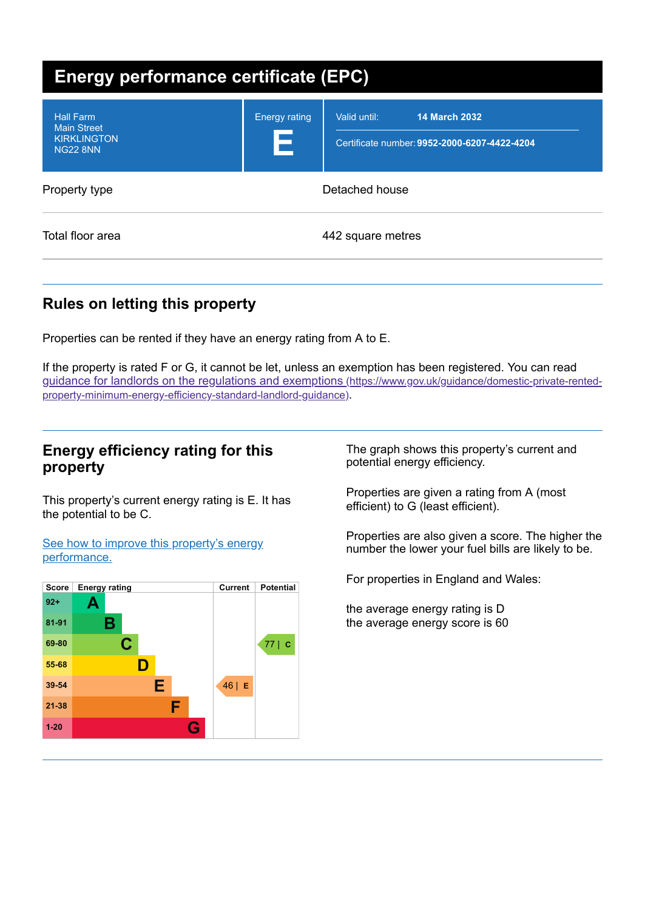# Energy performance certificate (EPC)

| | | |
|---|---|---|
| Hall Farm<br>Main Street<br>KIRKLINGTON<br>NG22 8NN | Energy rating<br>**E** | Valid until: **14 March 2032**<br>Certificate number: **9952-2000-6207-4422-4204** |

| | |
|---|---|
| Property type | Detached house |
| Total floor area | 442 square metres |

## Rules on letting this property

Properties can be rented if they have an energy rating from A to E.

If the property is rated F or G, it cannot be let, unless an exemption has been registered. You can read [guidance for landlords on the regulations and exemptions](https://www.gov.uk/guidance/domestic-private-rented-property-minimum-energy-efficiency-standard-landlord-guidance) (https://www.gov.uk/guidance/domestic-private-rented-property-minimum-energy-efficiency-standard-landlord-guidance).

## Energy efficiency rating for this property

This property's current energy rating is E. It has the potential to be C.

[See how to improve this property's energy performance.]()

| Score | Energy rating | Current | Potential |
|---|---|---|---|
| 92+ | A | | |
| 81-91 | B | | |
| 69-80 | C | | 77 \| C |
| 55-68 | D | | |
| 39-54 | E | 46 \| E | |
| 21-38 | F | | |
| 1-20 | G | | |

The graph shows this property's current and potential energy efficiency.

Properties are given a rating from A (most efficient) to G (least efficient).

Properties are also given a score. The higher the number the lower your fuel bills are likely to be.

For properties in England and Wales:

the average energy rating is D
the average energy score is 60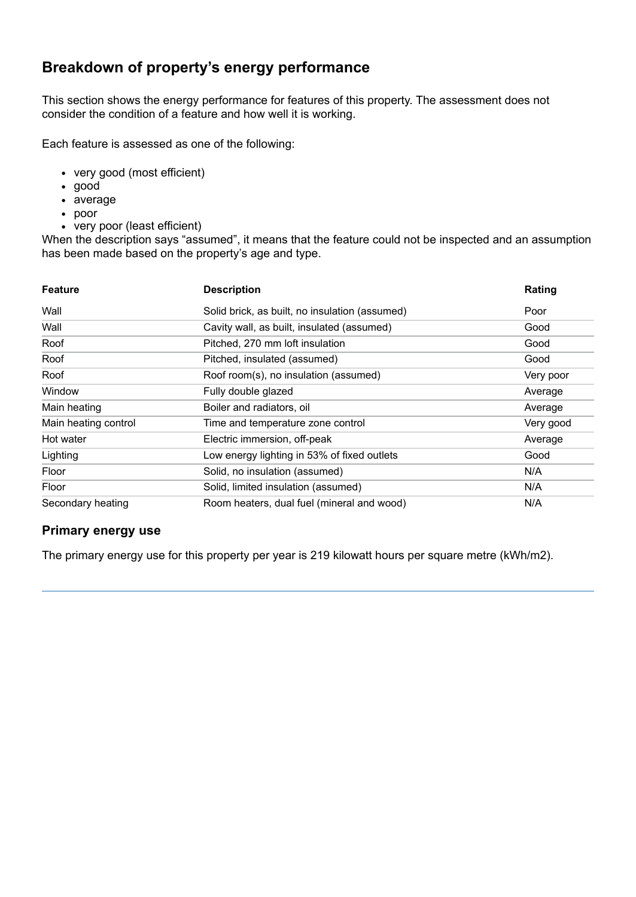## Breakdown of property's energy performance

This section shows the energy performance for features of this property. The assessment does not consider the condition of a feature and how well it is working.

Each feature is assessed as one of the following:

- very good (most efficient)
- good
- average
- poor
- very poor (least efficient)

When the description says "assumed", it means that the feature could not be inspected and an assumption has been made based on the property's age and type.

| Feature | Description | Rating |
|---|---|---|
| Wall | Solid brick, as built, no insulation (assumed) | Poor |
| Wall | Cavity wall, as built, insulated (assumed) | Good |
| Roof | Pitched, 270 mm loft insulation | Good |
| Roof | Pitched, insulated (assumed) | Good |
| Roof | Roof room(s), no insulation (assumed) | Very poor |
| Window | Fully double glazed | Average |
| Main heating | Boiler and radiators, oil | Average |
| Main heating control | Time and temperature zone control | Very good |
| Hot water | Electric immersion, off-peak | Average |
| Lighting | Low energy lighting in 53% of fixed outlets | Good |
| Floor | Solid, no insulation (assumed) | N/A |
| Floor | Solid, limited insulation (assumed) | N/A |
| Secondary heating | Room heaters, dual fuel (mineral and wood) | N/A |

### Primary energy use

The primary energy use for this property per year is 219 kilowatt hours per square metre (kWh/m2).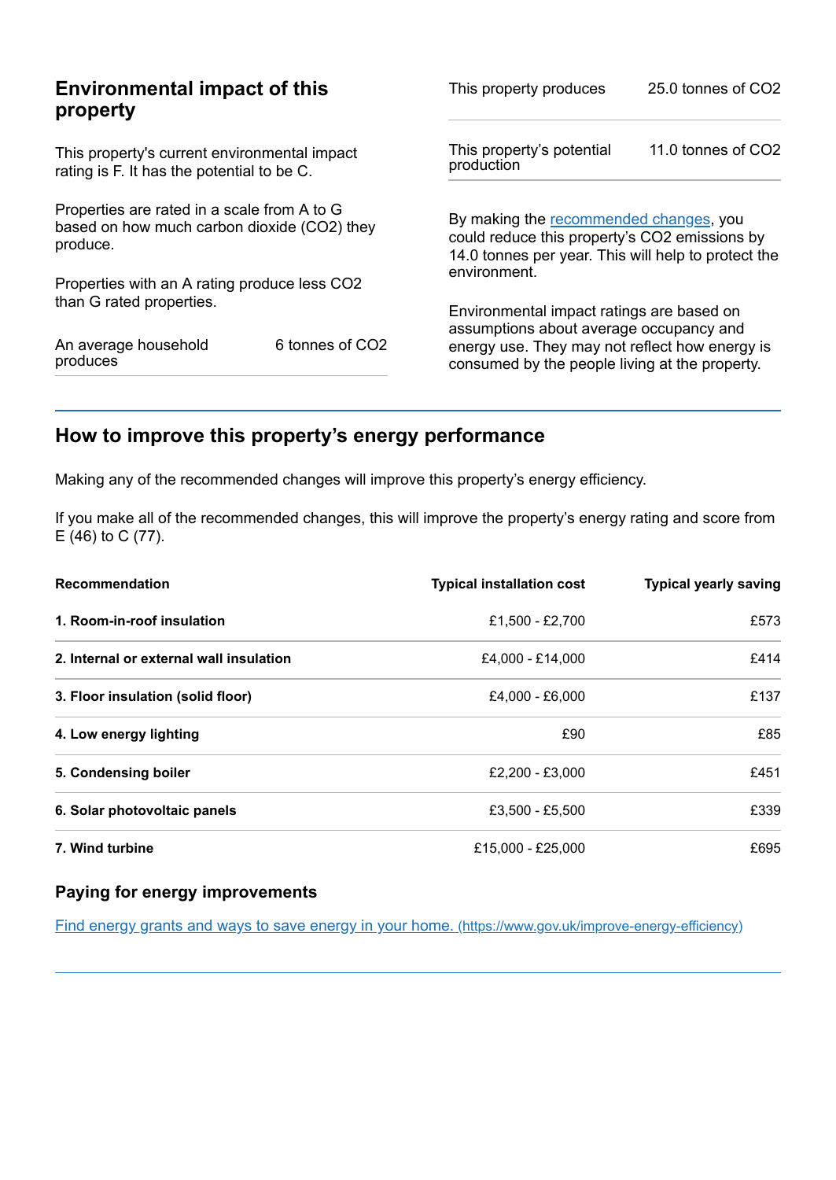## Environmental impact of this property

This property's current environmental impact rating is F. It has the potential to be C.

Properties are rated in a scale from A to G based on how much carbon dioxide ($CO_2$) they produce.

Properties with an A rating produce less $CO_2$ than G rated properties.

| | |
|---|---|
| An average household produces | 6 tonnes of $CO_2$ |

| | |
|---|---|
| This property produces | 25.0 tonnes of $CO_2$ |
| This property's potential production | 11.0 tonnes of $CO_2$ |

By making the recommended changes, you could reduce this property's $CO_2$ emissions by 14.0 tonnes per year. This will help to protect the environment.

Environmental impact ratings are based on assumptions about average occupancy and energy use. They may not reflect how energy is consumed by the people living at the property.

## How to improve this property's energy performance

Making any of the recommended changes will improve this property's energy efficiency.

If you make all of the recommended changes, this will improve the property's energy rating and score from E (46) to C (77).

| Recommendation | Typical installation cost | Typical yearly saving |
|---|---|---|
| **1. Room-in-roof insulation** | £1,500 - £2,700 | £573 |
| **2. Internal or external wall insulation** | £4,000 - £14,000 | £414 |
| **3. Floor insulation (solid floor)** | £4,000 - £6,000 | £137 |
| **4. Low energy lighting** | £90 | £85 |
| **5. Condensing boiler** | £2,200 - £3,000 | £451 |
| **6. Solar photovoltaic panels** | £3,500 - £5,500 | £339 |
| **7. Wind turbine** | £15,000 - £25,000 | £695 |

### Paying for energy improvements

[Find energy grants and ways to save energy in your home. (https://www.gov.uk/improve-energy-efficiency)](https://www.gov.uk/improve-energy-efficiency)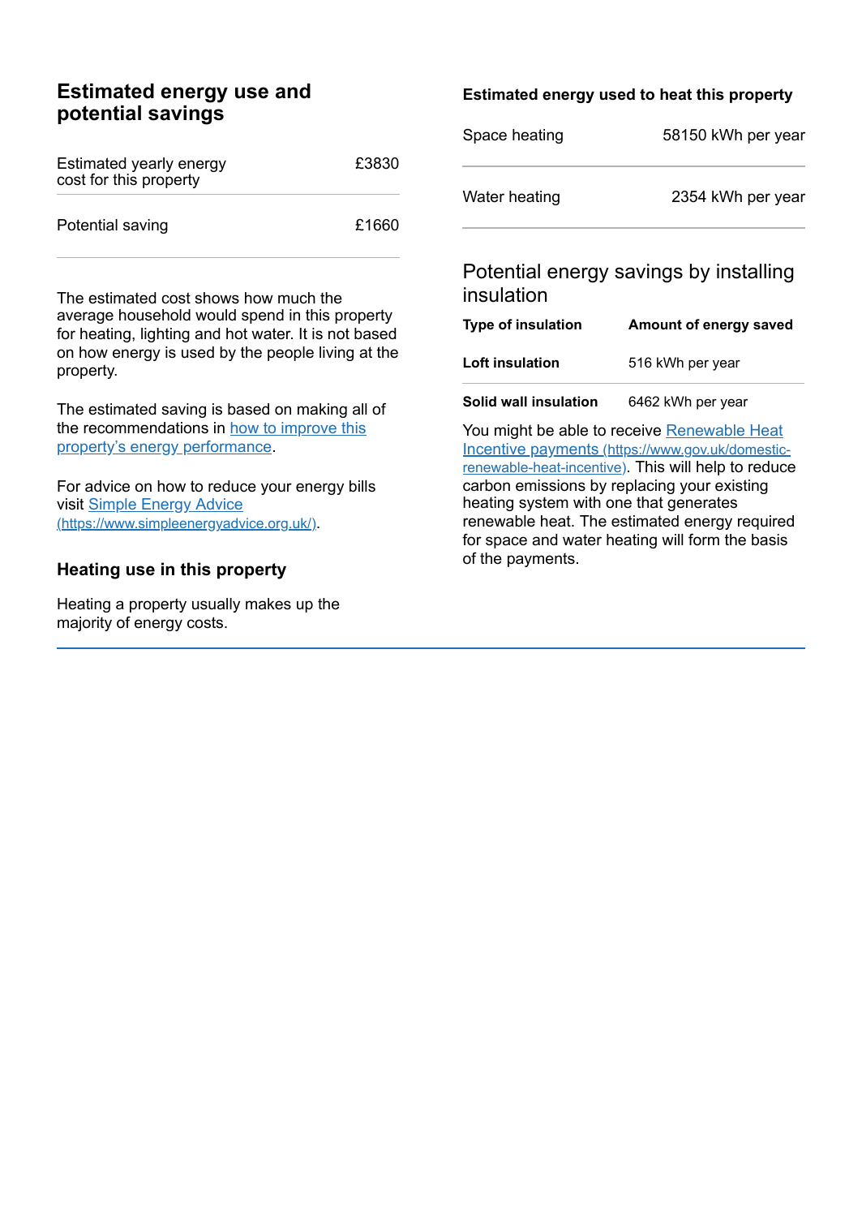## Estimated energy use and potential savings

| | |
|---|---|
| Estimated yearly energy cost for this property | £3830 |
| Potential saving | £1660 |

The estimated cost shows how much the average household would spend in this property for heating, lighting and hot water. It is not based on how energy is used by the people living at the property.

The estimated saving is based on making all of the recommendations in [how to improve this property's energy performance](#).

For advice on how to reduce your energy bills visit [Simple Energy Advice (https://www.simpleenergyadvice.org.uk/)](https://www.simpleenergyadvice.org.uk/).

### Heating use in this property

Heating a property usually makes up the majority of energy costs.

### Estimated energy used to heat this property

| | |
|---|---|
| Space heating | 58150 kWh per year |
| Water heating | 2354 kWh per year |

### Potential energy savings by installing insulation

| Type of insulation | Amount of energy saved |
|---|---|
| **Loft insulation** | 516 kWh per year |
| **Solid wall insulation** | 6462 kWh per year |

You might be able to receive [Renewable Heat Incentive payments (https://www.gov.uk/domestic-renewable-heat-incentive)](https://www.gov.uk/domestic-renewable-heat-incentive). This will help to reduce carbon emissions by replacing your existing heating system with one that generates renewable heat. The estimated energy required for space and water heating will form the basis of the payments.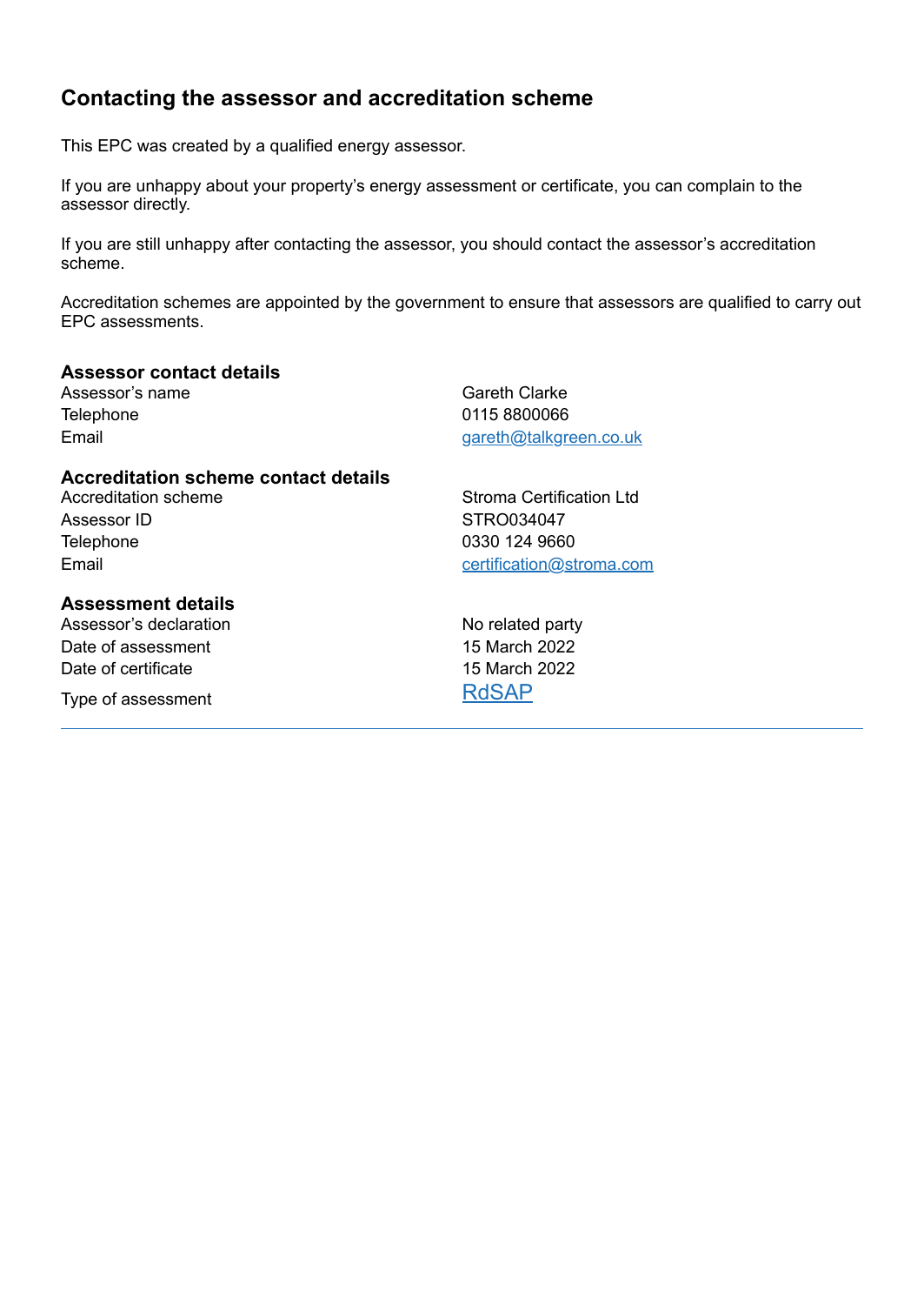## Contacting the assessor and accreditation scheme

This EPC was created by a qualified energy assessor.

If you are unhappy about your property's energy assessment or certificate, you can complain to the assessor directly.

If you are still unhappy after contacting the assessor, you should contact the assessor's accreditation scheme.

Accreditation schemes are appointed by the government to ensure that assessors are qualified to carry out EPC assessments.

### Assessor contact details

| | |
|---|---|
| Assessor's name | Gareth Clarke |
| Telephone | 0115 8800066 |
| Email | gareth@talkgreen.co.uk |

### Accreditation scheme contact details

| | |
|---|---|
| Accreditation scheme | Stroma Certification Ltd |
| Assessor ID | STRO034047 |
| Telephone | 0330 124 9660 |
| Email | certification@stroma.com |

### Assessment details

| | |
|---|---|
| Assessor's declaration | No related party |
| Date of assessment | 15 March 2022 |
| Date of certificate | 15 March 2022 |
| Type of assessment | RdSAP |